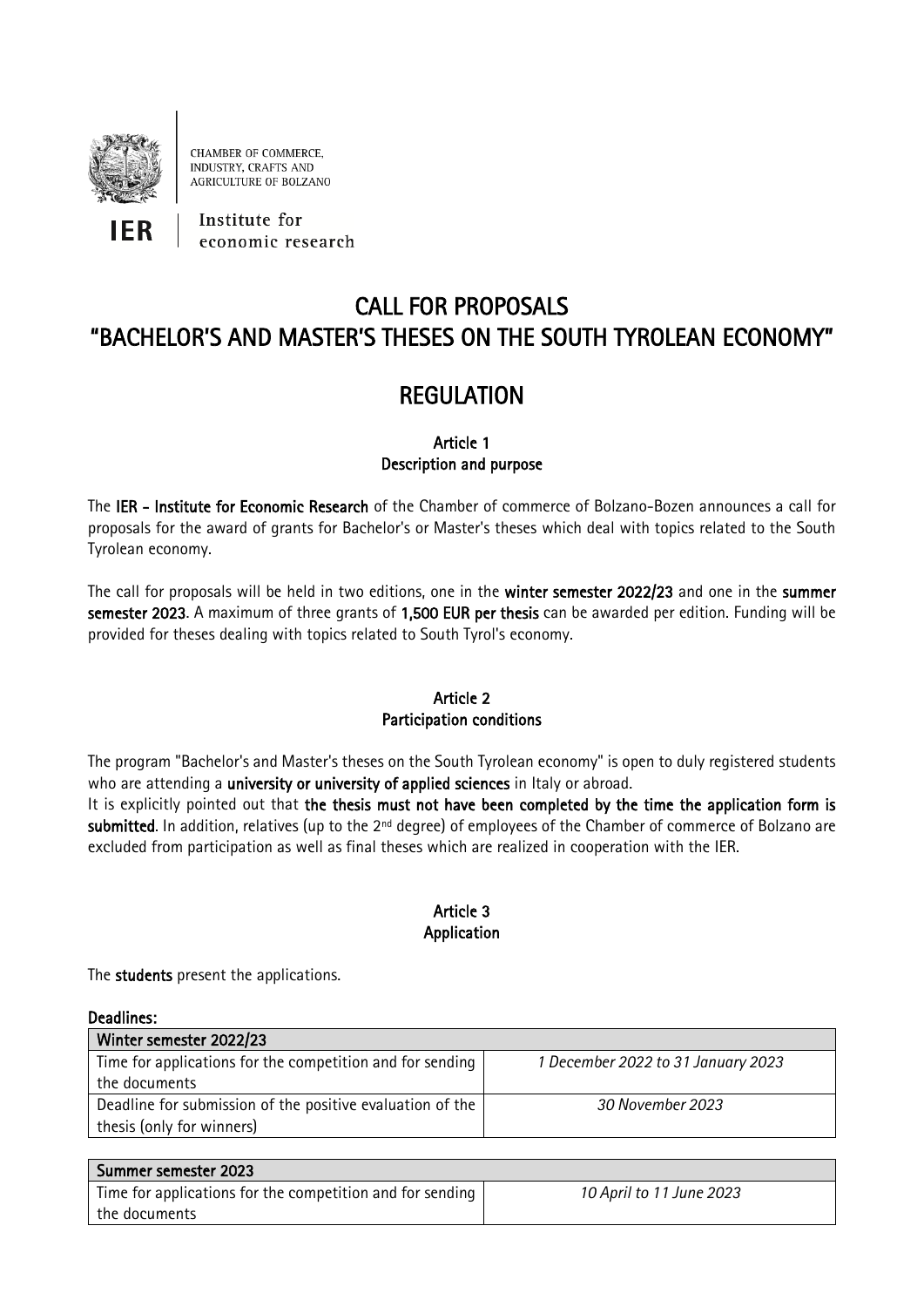CHAMBER OF COMMERCE, INDUSTRY, CRAFTS AND AGRICULTURE OF BOLZANO

**IER** | Institute for economic research

# CALL FOR PROPOSALS
# "BACHELOR'S AND MASTER'S THESES ON THE SOUTH TYROLEAN ECONOMY"

# REGULATION

### Article 1
### Description and purpose

The **IER - Institute for Economic Research** of the Chamber of commerce of Bolzano-Bozen announces a call for proposals for the award of grants for Bachelor's or Master's theses which deal with topics related to the South Tyrolean economy.

The call for proposals will be held in two editions, one in the **winter semester 2022/23** and one in the **summer semester 2023**. A maximum of three grants of **1,500 EUR per thesis** can be awarded per edition. Funding will be provided for theses dealing with topics related to South Tyrol's economy.

### Article 2
### Participation conditions

The program "Bachelor's and Master's theses on the South Tyrolean economy" is open to duly registered students who are attending a **university or university of applied sciences** in Italy or abroad.
It is explicitly pointed out that **the thesis must not have been completed by the time the application form is submitted**. In addition, relatives (up to the 2nd degree) of employees of the Chamber of commerce of Bolzano are excluded from participation as well as final theses which are realized in cooperation with the IER.

### Article 3
### Application

The **students** present the applications.

**Deadlines:**

| Winter semester 2022/23 | |
|---|---|
| Time for applications for the competition and for sending the documents | *1 December 2022 to 31 January 2023* |
| Deadline for submission of the positive evaluation of the thesis (only for winners) | *30 November 2023* |

| Summer semester 2023 | |
|---|---|
| Time for applications for the competition and for sending the documents | *10 April to 11 June 2023* |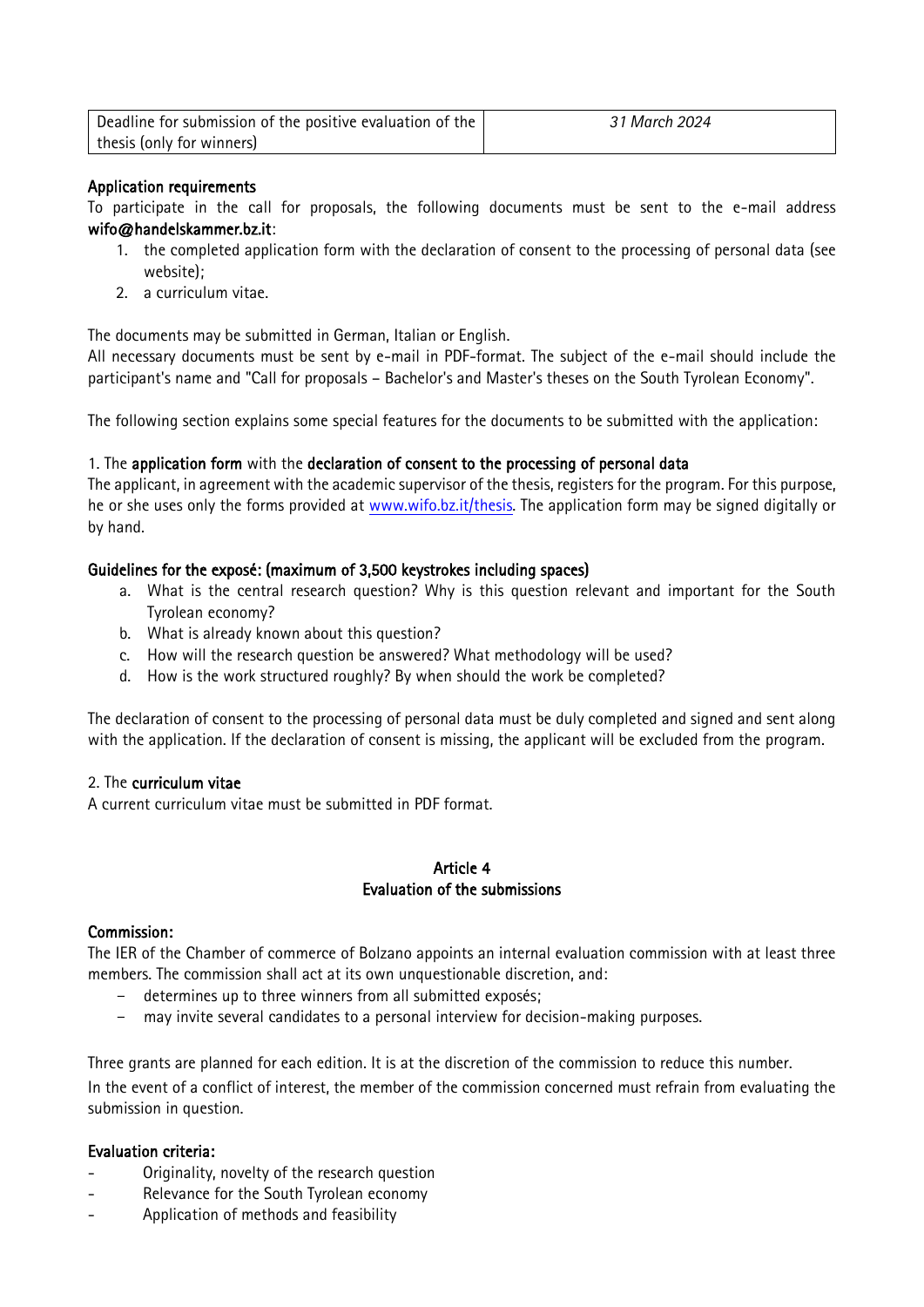| Deadline for submission of the positive evaluation of the thesis (only for winners) | *31 March 2024* |
|---|---|

**Application requirements**

To participate in the call for proposals, the following documents must be sent to the e-mail address **wifo@handelskammer.bz.it**:

1. the completed application form with the declaration of consent to the processing of personal data (see website);
2. a curriculum vitae.

The documents may be submitted in German, Italian or English.

All necessary documents must be sent by e-mail in PDF-format. The subject of the e-mail should include the participant's name and "Call for proposals – Bachelor's and Master's theses on the South Tyrolean Economy".

The following section explains some special features for the documents to be submitted with the application:

1. The **application form** with the **declaration of consent to the processing of personal data**

The applicant, in agreement with the academic supervisor of the thesis, registers for the program. For this purpose, he or she uses only the forms provided at [www.wifo.bz.it/thesis](www.wifo.bz.it/thesis). The application form may be signed digitally or by hand.

**Guidelines for the exposé: (maximum of 3,500 keystrokes including spaces)**

a. What is the central research question? Why is this question relevant and important for the South Tyrolean economy?
b. What is already known about this question?
c. How will the research question be answered? What methodology will be used?
d. How is the work structured roughly? By when should the work be completed?

The declaration of consent to the processing of personal data must be duly completed and signed and sent along with the application. If the declaration of consent is missing, the applicant will be excluded from the program.

2. The **curriculum vitae**

A current curriculum vitae must be submitted in PDF format.

## Article 4
## Evaluation of the submissions

**Commission:**

The IER of the Chamber of commerce of Bolzano appoints an internal evaluation commission with at least three members. The commission shall act at its own unquestionable discretion, and:

- determines up to three winners from all submitted exposés;
- may invite several candidates to a personal interview for decision-making purposes.

Three grants are planned for each edition. It is at the discretion of the commission to reduce this number.

In the event of a conflict of interest, the member of the commission concerned must refrain from evaluating the submission in question.

**Evaluation criteria:**

- Originality, novelty of the research question
- Relevance for the South Tyrolean economy
- Application of methods and feasibility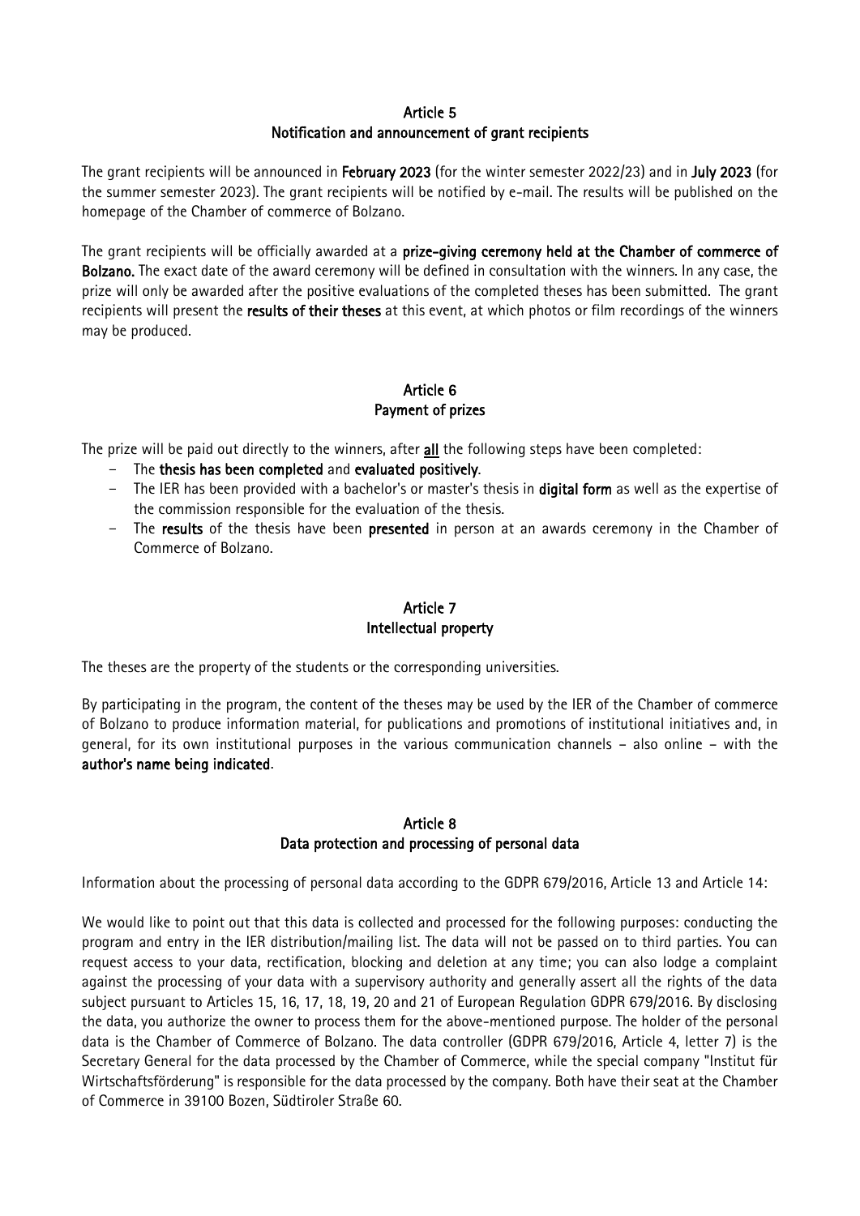## Article 5
## Notification and announcement of grant recipients

The grant recipients will be announced in **February 2023** (for the winter semester 2022/23) and in **July 2023** (for the summer semester 2023). The grant recipients will be notified by e-mail. The results will be published on the homepage of the Chamber of commerce of Bolzano.

The grant recipients will be officially awarded at a **prize-giving ceremony held at the Chamber of commerce of Bolzano.** The exact date of the award ceremony will be defined in consultation with the winners. In any case, the prize will only be awarded after the positive evaluations of the completed theses has been submitted. The grant recipients will present the **results of their theses** at this event, at which photos or film recordings of the winners may be produced.

## Article 6
## Payment of prizes

The prize will be paid out directly to the winners, after **all** the following steps have been completed:

- The **thesis has been completed** and **evaluated positively**.
- The IER has been provided with a bachelor's or master's thesis in **digital form** as well as the expertise of the commission responsible for the evaluation of the thesis.
- The **results** of the thesis have been **presented** in person at an awards ceremony in the Chamber of Commerce of Bolzano.

## Article 7
## Intellectual property

The theses are the property of the students or the corresponding universities.

By participating in the program, the content of the theses may be used by the IER of the Chamber of commerce of Bolzano to produce information material, for publications and promotions of institutional initiatives and, in general, for its own institutional purposes in the various communication channels – also online – with the **author's name being indicated**.

## Article 8
## Data protection and processing of personal data

Information about the processing of personal data according to the GDPR 679/2016, Article 13 and Article 14:

We would like to point out that this data is collected and processed for the following purposes: conducting the program and entry in the IER distribution/mailing list. The data will not be passed on to third parties. You can request access to your data, rectification, blocking and deletion at any time; you can also lodge a complaint against the processing of your data with a supervisory authority and generally assert all the rights of the data subject pursuant to Articles 15, 16, 17, 18, 19, 20 and 21 of European Regulation GDPR 679/2016. By disclosing the data, you authorize the owner to process them for the above-mentioned purpose. The holder of the personal data is the Chamber of Commerce of Bolzano. The data controller (GDPR 679/2016, Article 4, letter 7) is the Secretary General for the data processed by the Chamber of Commerce, while the special company "Institut für Wirtschaftsförderung" is responsible for the data processed by the company. Both have their seat at the Chamber of Commerce in 39100 Bozen, Südtiroler Straße 60.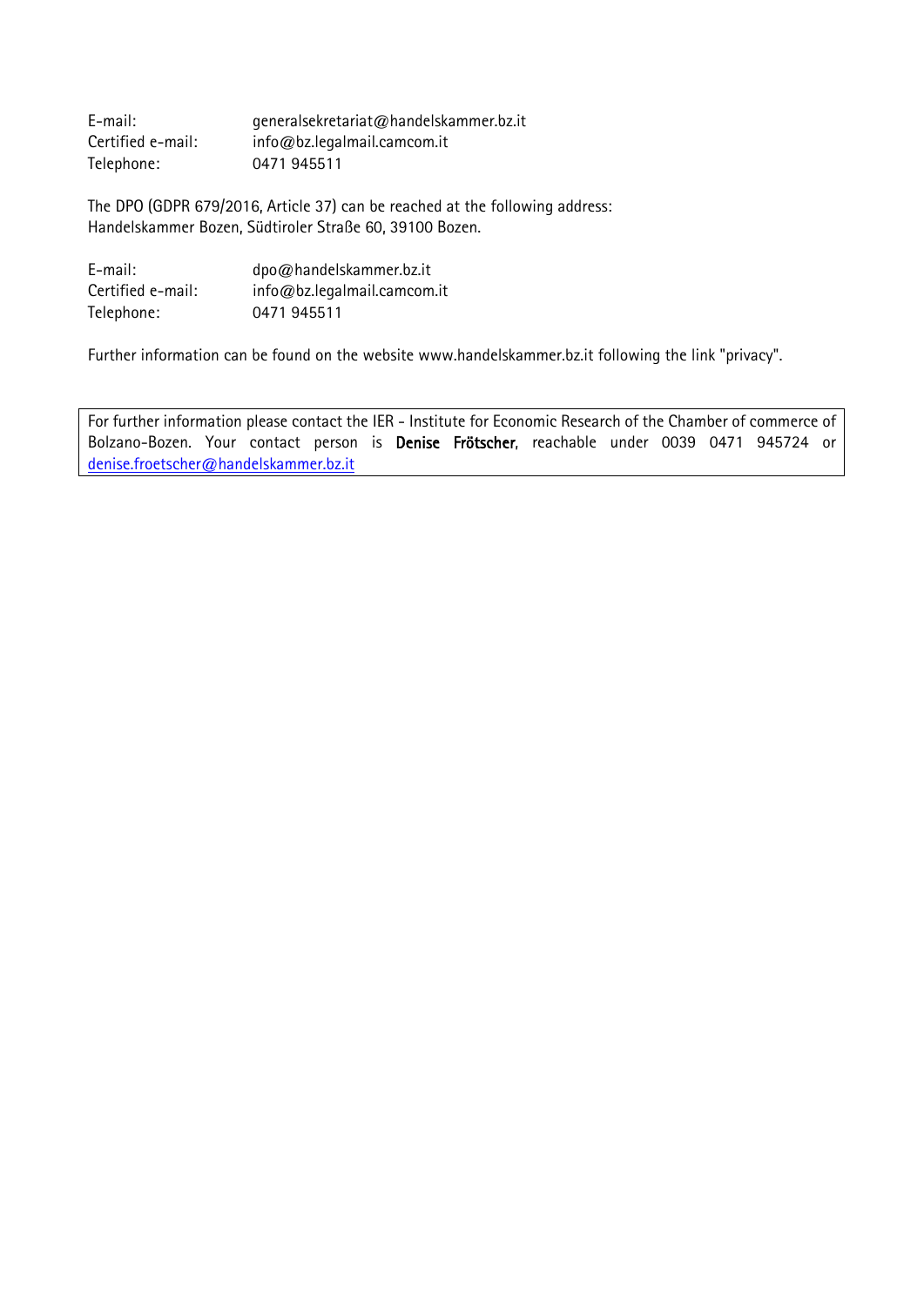| | |
|---|---|
| E-mail: | generalsekretariat@handelskammer.bz.it |
| Certified e-mail: | info@bz.legalmail.camcom.it |
| Telephone: | 0471 945511 |

The DPO (GDPR 679/2016, Article 37) can be reached at the following address:
Handelskammer Bozen, Südtiroler Straße 60, 39100 Bozen.

| | |
|---|---|
| E-mail: | dpo@handelskammer.bz.it |
| Certified e-mail: | info@bz.legalmail.camcom.it |
| Telephone: | 0471 945511 |

Further information can be found on the website www.handelskammer.bz.it following the link "privacy".

For further information please contact the IER - Institute for Economic Research of the Chamber of commerce of Bolzano-Bozen. Your contact person is **Denise Frötscher**, reachable under 0039 0471 945724 or [denise.froetscher@handelskammer.bz.it](mailto:denise.froetscher@handelskammer.bz.it)